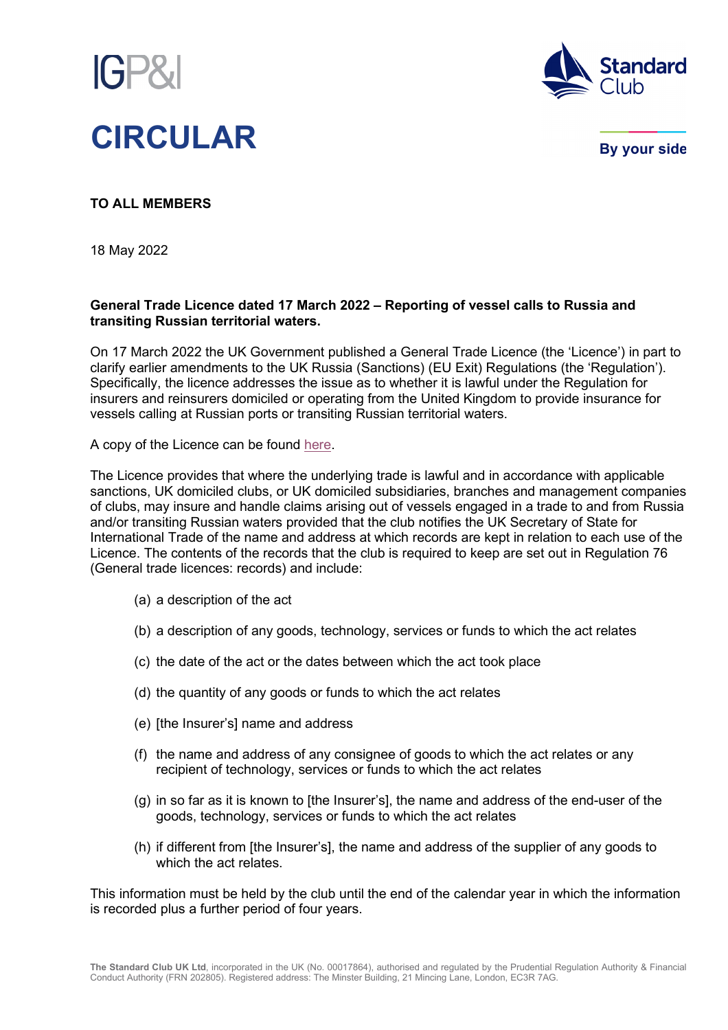IGP&I

# CIRCULAR

Standard Club

By your side

**TO ALL MEMBERS**

18 May 2022

**General Trade Licence dated 17 March 2022 – Reporting of vessel calls to Russia and transiting Russian territorial waters.**

On 17 March 2022 the UK Government published a General Trade Licence (the 'Licence') in part to clarify earlier amendments to the UK Russia (Sanctions) (EU Exit) Regulations (the 'Regulation'). Specifically, the licence addresses the issue as to whether it is lawful under the Regulation for insurers and reinsurers domiciled or operating from the United Kingdom to provide insurance for vessels calling at Russian ports or transiting Russian territorial waters.

A copy of the Licence can be found here.

The Licence provides that where the underlying trade is lawful and in accordance with applicable sanctions, UK domiciled clubs, or UK domiciled subsidiaries, branches and management companies of clubs, may insure and handle claims arising out of vessels engaged in a trade to and from Russia and/or transiting Russian waters provided that the club notifies the UK Secretary of State for International Trade of the name and address at which records are kept in relation to each use of the Licence. The contents of the records that the club is required to keep are set out in Regulation 76 (General trade licences: records) and include:

(a) a description of the act

(b) a description of any goods, technology, services or funds to which the act relates

(c) the date of the act or the dates between which the act took place

(d) the quantity of any goods or funds to which the act relates

(e) [the Insurer's] name and address

(f) the name and address of any consignee of goods to which the act relates or any recipient of technology, services or funds to which the act relates

(g) in so far as it is known to [the Insurer's], the name and address of the end-user of the goods, technology, services or funds to which the act relates

(h) if different from [the Insurer's], the name and address of the supplier of any goods to which the act relates.

This information must be held by the club until the end of the calendar year in which the information is recorded plus a further period of four years.

**The Standard Club UK Ltd**, incorporated in the UK (No. 00017864), authorised and regulated by the Prudential Regulation Authority & Financial Conduct Authority (FRN 202805). Registered address: The Minster Building, 21 Mincing Lane, London, EC3R 7AG.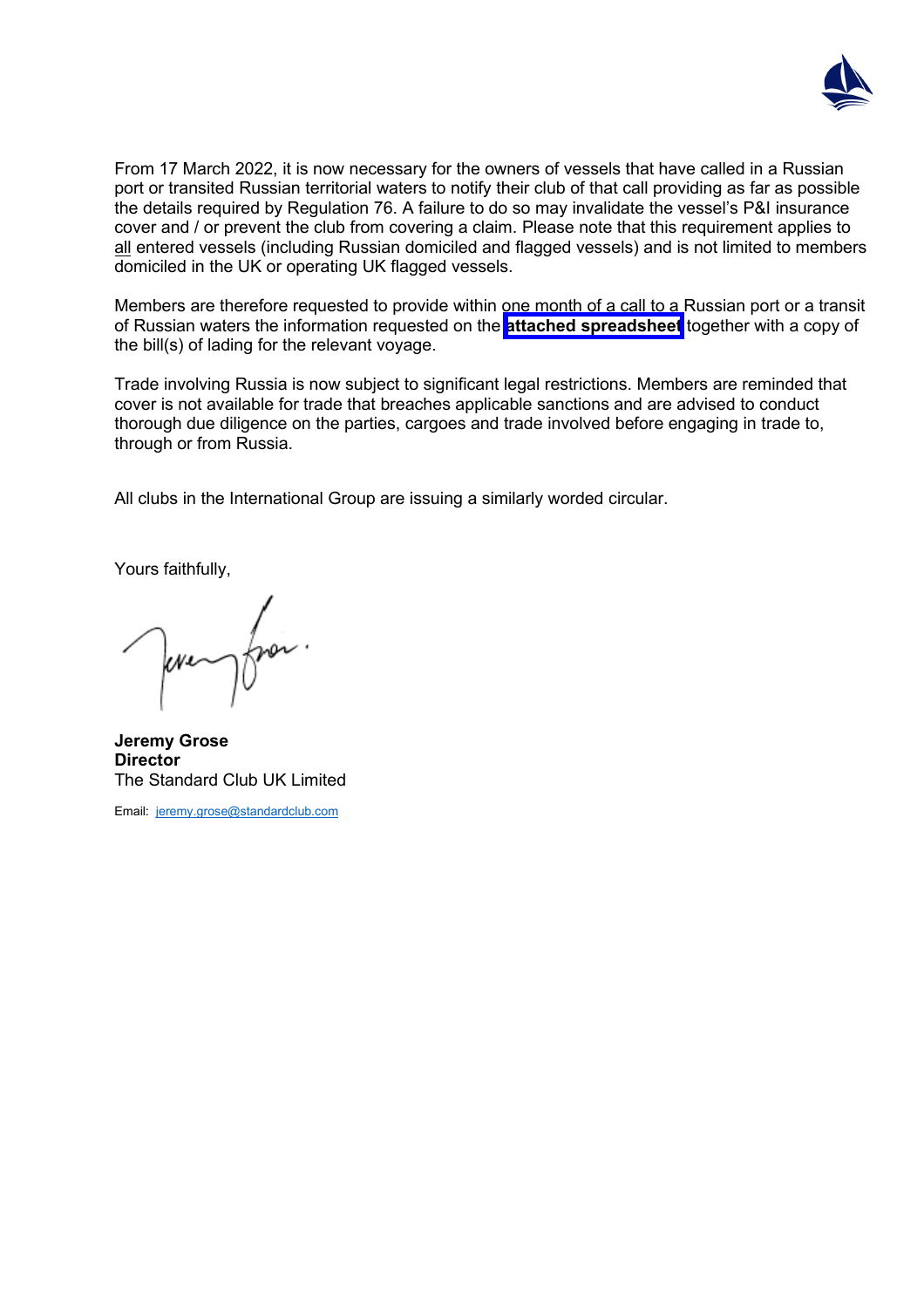From 17 March 2022, it is now necessary for the owners of vessels that have called in a Russian port or transited Russian territorial waters to notify their club of that call providing as far as possible the details required by Regulation 76. A failure to do so may invalidate the vessel's P&I insurance cover and / or prevent the club from covering a claim. Please note that this requirement applies to all entered vessels (including Russian domiciled and flagged vessels) and is not limited to members domiciled in the UK or operating UK flagged vessels.

Members are therefore requested to provide within one month of a call to a Russian port or a transit of Russian waters the information requested on the **attached spreadsheet** together with a copy of the bill(s) of lading for the relevant voyage.

Trade involving Russia is now subject to significant legal restrictions. Members are reminded that cover is not available for trade that breaches applicable sanctions and are advised to conduct thorough due diligence on the parties, cargoes and trade involved before engaging in trade to, through or from Russia.

All clubs in the International Group are issuing a similarly worded circular.

Yours faithfully,

**Jeremy Grose**
**Director**
The Standard Club UK Limited

Email: jeremy.grose@standardclub.com